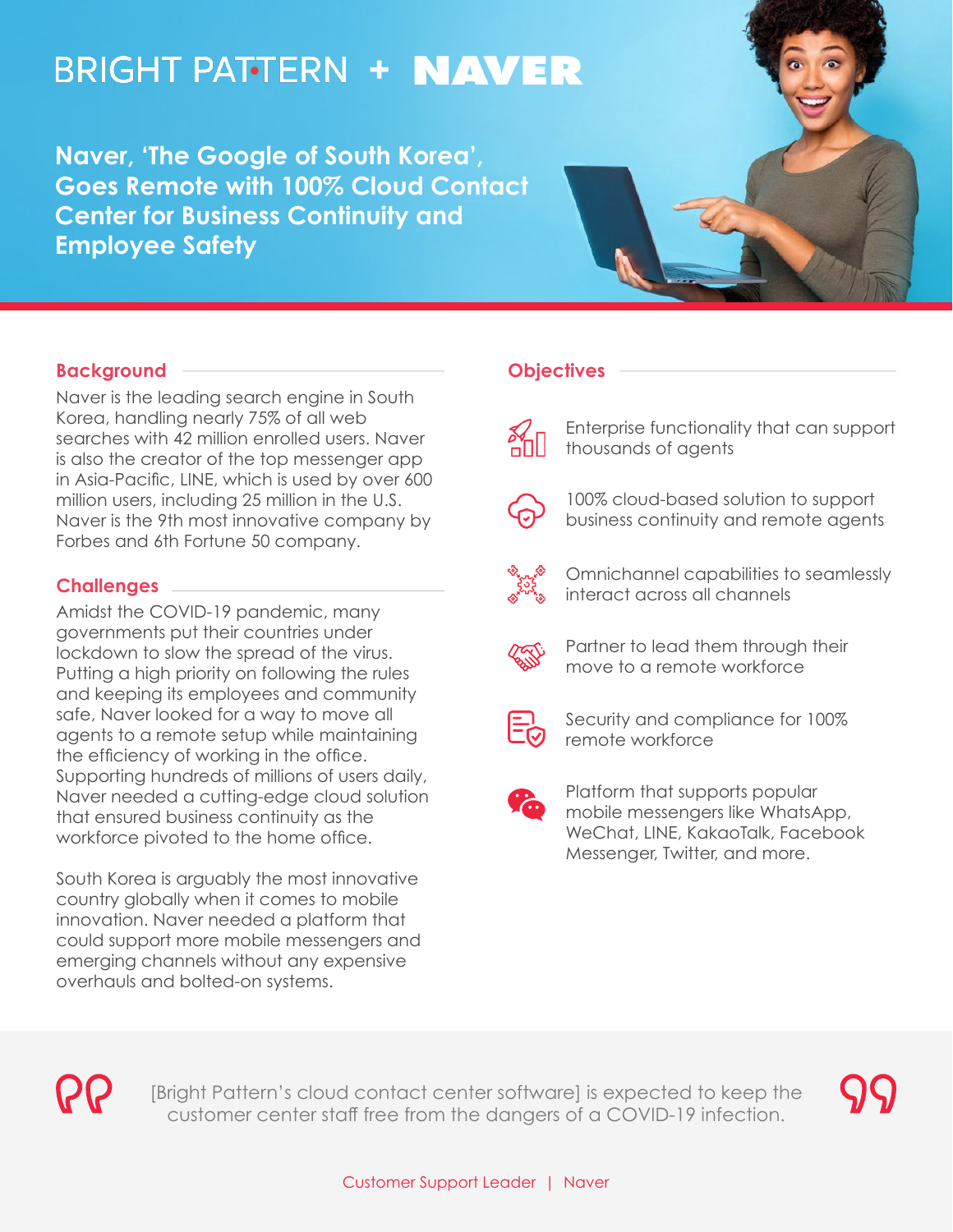# BRIGHT PATTERN + NAVER

## Naver, 'The Google of South Korea', Goes Remote with 100% Cloud Contact Center for Business Continuity and Employee Safety

### Background

Naver is the leading search engine in South Korea, handling nearly 75% of all web searches with 42 million enrolled users. Naver is also the creator of the top messenger app in Asia-Pacific, LINE, which is used by over 600 million users, including 25 million in the U.S. Naver is the 9th most innovative company by Forbes and 6th Fortune 50 company.

### Challenges

Amidst the COVID-19 pandemic, many governments put their countries under lockdown to slow the spread of the virus. Putting a high priority on following the rules and keeping its employees and community safe, Naver looked for a way to move all agents to a remote setup while maintaining the efficiency of working in the office. Supporting hundreds of millions of users daily, Naver needed a cutting-edge cloud solution that ensured business continuity as the workforce pivoted to the home office.

South Korea is arguably the most innovative country globally when it comes to mobile innovation. Naver needed a platform that could support more mobile messengers and emerging channels without any expensive overhauls and bolted-on systems.

### Objectives

- Enterprise functionality that can support thousands of agents
- 100% cloud-based solution to support business continuity and remote agents
- Omnichannel capabilities to seamlessly interact across all channels
- Partner to lead them through their move to a remote workforce
- Security and compliance for 100% remote workforce
- Platform that supports popular mobile messengers like WhatsApp, WeChat, LINE, KakaoTalk, Facebook Messenger, Twitter, and more.

> [Bright Pattern's cloud contact center software] is expected to keep the customer center staff free from the dangers of a COVID-19 infection.
>
> Customer Support Leader | Naver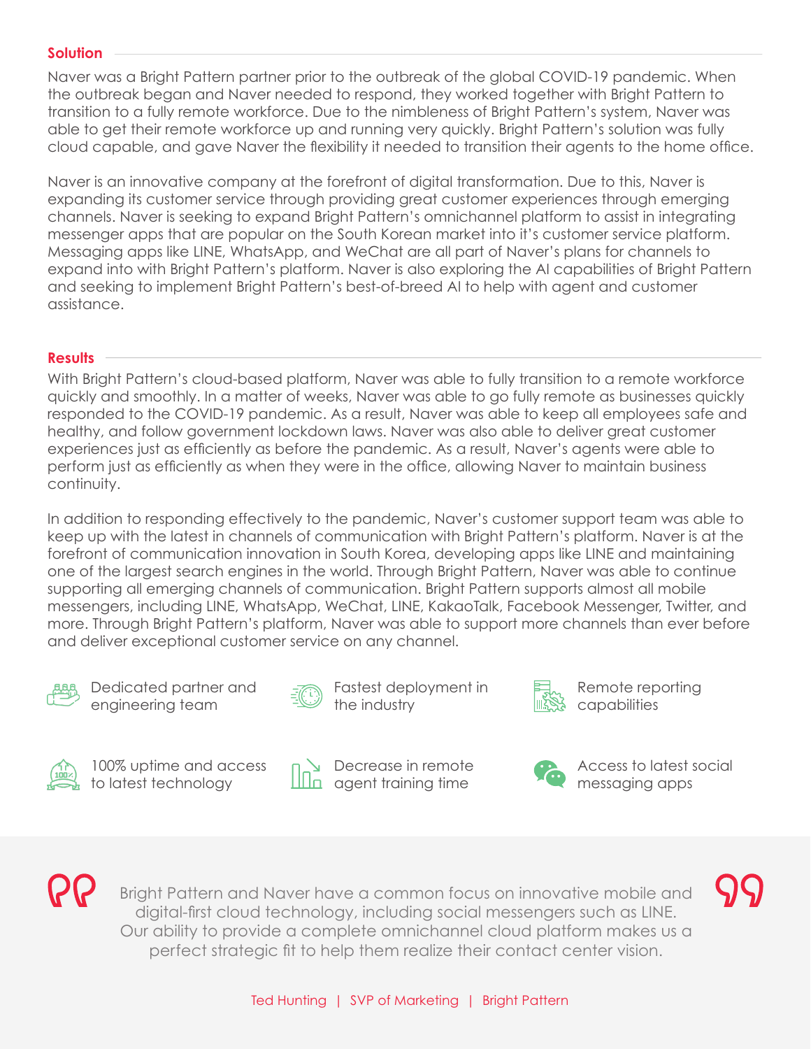## Solution

Naver was a Bright Pattern partner prior to the outbreak of the global COVID-19 pandemic. When the outbreak began and Naver needed to respond, they worked together with Bright Pattern to transition to a fully remote workforce. Due to the nimbleness of Bright Pattern's system, Naver was able to get their remote workforce up and running very quickly. Bright Pattern's solution was fully cloud capable, and gave Naver the flexibility it needed to transition their agents to the home office.

Naver is an innovative company at the forefront of digital transformation. Due to this, Naver is expanding its customer service through providing great customer experiences through emerging channels. Naver is seeking to expand Bright Pattern's omnichannel platform to assist in integrating messenger apps that are popular on the South Korean market into it's customer service platform. Messaging apps like LINE, WhatsApp, and WeChat are all part of Naver's plans for channels to expand into with Bright Pattern's platform. Naver is also exploring the AI capabilities of Bright Pattern and seeking to implement Bright Pattern's best-of-breed AI to help with agent and customer assistance.

## Results

With Bright Pattern's cloud-based platform, Naver was able to fully transition to a remote workforce quickly and smoothly. In a matter of weeks, Naver was able to go fully remote as businesses quickly responded to the COVID-19 pandemic. As a result, Naver was able to keep all employees safe and healthy, and follow government lockdown laws. Naver was also able to deliver great customer experiences just as efficiently as before the pandemic. As a result, Naver's agents were able to perform just as efficiently as when they were in the office, allowing Naver to maintain business continuity.

In addition to responding effectively to the pandemic, Naver's customer support team was able to keep up with the latest in channels of communication with Bright Pattern's platform. Naver is at the forefront of communication innovation in South Korea, developing apps like LINE and maintaining one of the largest search engines in the world. Through Bright Pattern, Naver was able to continue supporting all emerging channels of communication. Bright Pattern supports almost all mobile messengers, including LINE, WhatsApp, WeChat, LINE, KakaoTalk, Facebook Messenger, Twitter, and more. Through Bright Pattern's platform, Naver was able to support more channels than ever before and deliver exceptional customer service on any channel.

- Dedicated partner and engineering team
- Fastest deployment in the industry
- Remote reporting capabilities
- 100% uptime and access to latest technology
- Decrease in remote agent training time
- Access to latest social messaging apps

> Bright Pattern and Naver have a common focus on innovative mobile and digital-first cloud technology, including social messengers such as LINE. Our ability to provide a complete omnichannel cloud platform makes us a perfect strategic fit to help them realize their contact center vision.

Ted Hunting | SVP of Marketing | Bright Pattern